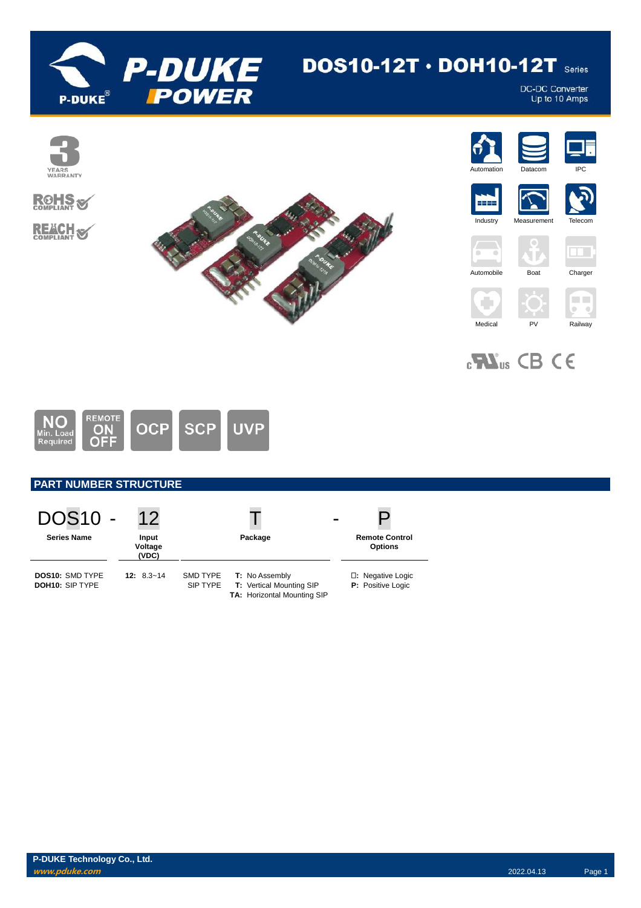# DOS10-12T · DOH10-12T Series

DC-DC Converter
Up to 10 Amps

3 YEARS WARRANTY

RoHS COMPLIANT

REACH COMPLIANT

Automation | Datacom | IPC | Industry | Measurement | Telecom | Automobile | Boat | Charger | Medical | PV | Railway

NO Min. Load Required | REMOTE ON OFF | OCP | SCP | UVP

## PART NUMBER STRUCTURE

| DOS10 - | 12 | T | - | P |
|---|---|---|---|---|
| **Series Name** | **Input Voltage (VDC)** | **Package** | | **Remote Control Options** |
| **DOS10:** SMD TYPE<br>**DOH10:** SIP TYPE | **12:** 8.3~14 | SMD TYPE **T:** No Assembly<br>SIP TYPE **T:** Vertical Mounting SIP<br>**TA:** Horizontal Mounting SIP | | **□:** Negative Logic<br>**P:** Positive Logic |

**P-DUKE Technology Co., Ltd.**
*www.pduke.com*

2022.04.13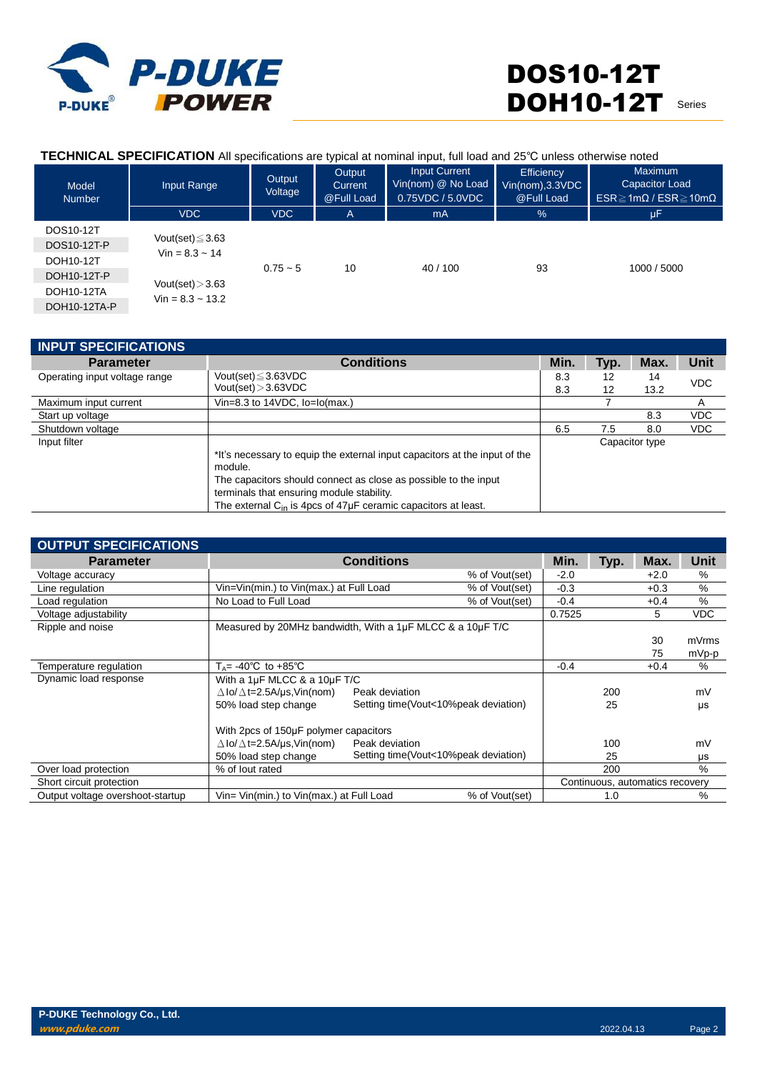**TECHNICAL SPECIFICATION** All specifications are typical at nominal input, full load and 25℃ unless otherwise noted

| Model Number | Input Range | Output Voltage | Output Current @Full Load | Input Current Vin(nom) @ No Load 0.75VDC / 5.0VDC | Efficiency Vin(nom),3.3VDC @Full Load | Maximum Capacitor Load ESR≧1mΩ / ESR≧10mΩ |
|---|---|---|---|---|---|---|
| | VDC | VDC | A | mA | % | µF |
| DOS10-12T | Vout(set)≦3.63 Vin = 8.3 ~ 14 | 0.75 ~ 5 | 10 | 40 / 100 | 93 | 1000 / 5000 |
| DOS10-12T-P | | | | | | |
| DOH10-12T | Vout(set)＞3.63 Vin = 8.3 ~ 13.2 | | | | | |
| DOH10-12T-P | | | | | | |
| DOH10-12TA | | | | | | |
| DOH10-12TA-P | | | | | | |

## INPUT SPECIFICATIONS

| Parameter | Conditions | Min. | Typ. | Max. | Unit |
|---|---|---|---|---|---|
| Operating input voltage range | Vout(set)≦3.63VDC | 8.3 | 12 | 14 | VDC |
| | Vout(set)＞3.63VDC | 8.3 | 12 | 13.2 | VDC |
| Maximum input current | Vin=8.3 to 14VDC, Io=Io(max.) | | 7 | | A |
| Start up voltage | | | | 8.3 | VDC |
| Shutdown voltage | | 6.5 | 7.5 | 8.0 | VDC |
| Input filter | *It's necessary to equip the external input capacitors at the input of the module. The capacitors should connect as close as possible to the input terminals that ensuring module stability. The external $C_{in}$ is 4pcs of 47µF ceramic capacitors at least. | Capacitor type | | | |

## OUTPUT SPECIFICATIONS

| Parameter | Conditions | | Min. | Typ. | Max. | Unit |
|---|---|---|---|---|---|---|
| Voltage accuracy | | % of Vout(set) | -2.0 | | +2.0 | % |
| Line regulation | Vin=Vin(min.) to Vin(max.) at Full Load | % of Vout(set) | -0.3 | | +0.3 | % |
| Load regulation | No Load to Full Load | % of Vout(set) | -0.4 | | +0.4 | % |
| Voltage adjustability | | | 0.7525 | | 5 | VDC |
| Ripple and noise | Measured by 20MHz bandwidth, With a 1µF MLCC & a 10µF T/C | | | | 30 | mVrms |
| | | | | | 75 | mVp-p |
| Temperature regulation | $T_A$= -40℃ to +85℃ | | -0.4 | | +0.4 | % |
| Dynamic load response | With a 1µF MLCC & a 10µF T/C<br>△Io/△t=2.5A/µs,Vin(nom) 50% load step change | Peak deviation | | 200 | | mV |
| | | Setting time(Vout<10%peak deviation) | | 25 | | µs |
| | With 2pcs of 150µF polymer capacitors<br>△Io/△t=2.5A/µs,Vin(nom) 50% load step change | Peak deviation | | 100 | | mV |
| | | Setting time(Vout<10%peak deviation) | | 25 | | µs |
| Over load protection | % of Iout rated | | | 200 | | % |
| Short circuit protection | | | Continuous, automatics recovery | | | |
| Output voltage overshoot-startup | Vin= Vin(min.) to Vin(max.) at Full Load | % of Vout(set) | | 1.0 | | % |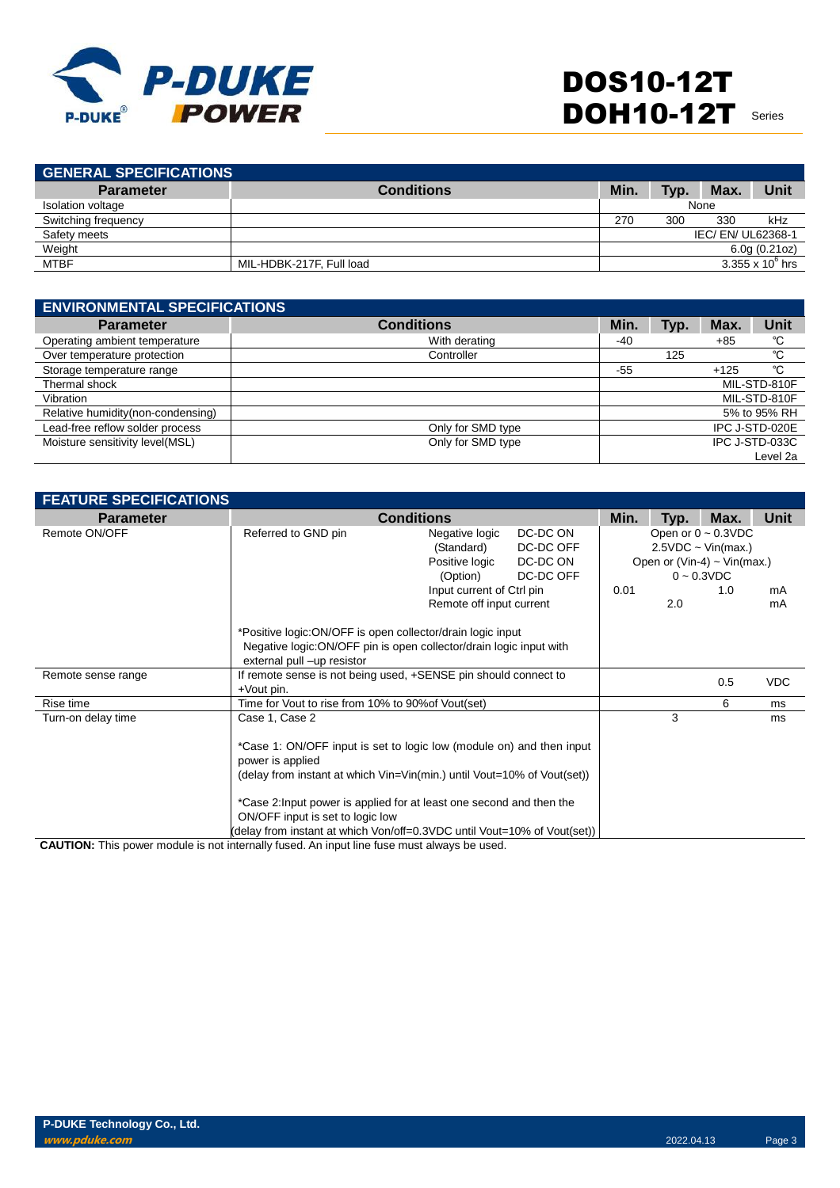## GENERAL SPECIFICATIONS

| Parameter | Conditions | Min. | Typ. | Max. | Unit |
|---|---|---|---|---|---|
| Isolation voltage | | | None | | |
| Switching frequency | | 270 | 300 | 330 | kHz |
| Safety meets | | | | IEC/ EN/ UL62368-1 | |
| Weight | | | | 6.0g (0.21oz) | |
| MTBF | MIL-HDBK-217F, Full load | | | $3.355 \times 10^6$ hrs | |

## ENVIRONMENTAL SPECIFICATIONS

| Parameter | Conditions | Min. | Typ. | Max. | Unit |
|---|---|---|---|---|---|
| Operating ambient temperature | With derating | -40 | | +85 | ℃ |
| Over temperature protection | Controller | | 125 | | ℃ |
| Storage temperature range | | -55 | | +125 | ℃ |
| Thermal shock | | | | MIL-STD-810F | |
| Vibration | | | | MIL-STD-810F | |
| Relative humidity(non-condensing) | | | | 5% to 95% RH | |
| Lead-free reflow solder process | Only for SMD type | | | IPC J-STD-020E | |
| Moisture sensitivity level(MSL) | Only for SMD type | | | IPC J-STD-033C Level 2a | |

## FEATURE SPECIFICATIONS

| Parameter | Conditions | | | Min. | Typ. | Max. | Unit |
|---|---|---|---|---|---|---|---|
| Remote ON/OFF | Referred to GND pin | Negative logic (Standard) | DC-DC ON | Open or 0 ~ 0.3VDC | | | |
| | | | DC-DC OFF | 2.5VDC ~ Vin(max.) | | | |
| | | Positive logic (Option) | DC-DC ON | Open or (Vin-4) ~ Vin(max.) | | | |
| | | | DC-DC OFF | 0 ~ 0.3VDC | | | |
| | | Input current of Ctrl pin | | 0.01 | | 1.0 | mA |
| | | Remote off input current | | | 2.0 | | mA |
| | *Positive logic:ON/OFF is open collector/drain logic input<br>Negative logic:ON/OFF pin is open collector/drain logic input with external pull –up resistor | | | | | | |
| Remote sense range | If remote sense is not being used, +SENSE pin should connect to +Vout pin. | | | | | 0.5 | VDC |
| Rise time | Time for Vout to rise from 10% to 90%of Vout(set) | | | | | 6 | ms |
| Turn-on delay time | Case 1, Case 2<br><br>*Case 1: ON/OFF input is set to logic low (module on) and then input power is applied<br>(delay from instant at which Vin=Vin(min.) until Vout=10% of Vout(set))<br><br>*Case 2:Input power is applied for at least one second and then the ON/OFF input is set to logic low<br>(delay from instant at which Von/off=0.3VDC until Vout=10% of Vout(set)) | | | | 3 | | ms |

**CAUTION:** This power module is not internally fused. An input line fuse must always be used.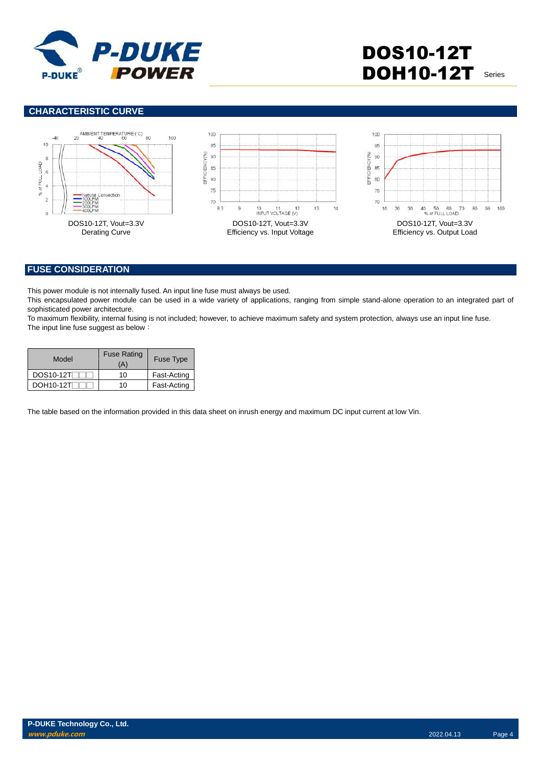## CHARACTERISTIC CURVE

DOS10-12T, Vout=3.3V
Derating Curve

DOS10-12T, Vout=3.3V
Efficiency vs. Input Voltage

DOS10-12T, Vout=3.3V
Efficiency vs. Output Load

## FUSE CONSIDERATION

This power module is not internally fused. An input line fuse must always be used.

This encapsulated power module can be used in a wide variety of applications, ranging from simple stand-alone operation to an integrated part of sophisticated power architecture.

To maximum flexibility, internal fusing is not included; however, to achieve maximum safety and system protection, always use an input line fuse.

The input line fuse suggest as below：

| Model | Fuse Rating (A) | Fuse Type |
|---|---|---|
| DOS10-12T□□□ | 10 | Fast-Acting |
| DOH10-12T□□□ | 10 | Fast-Acting |

The table based on the information provided in this data sheet on inrush energy and maximum DC input current at low Vin.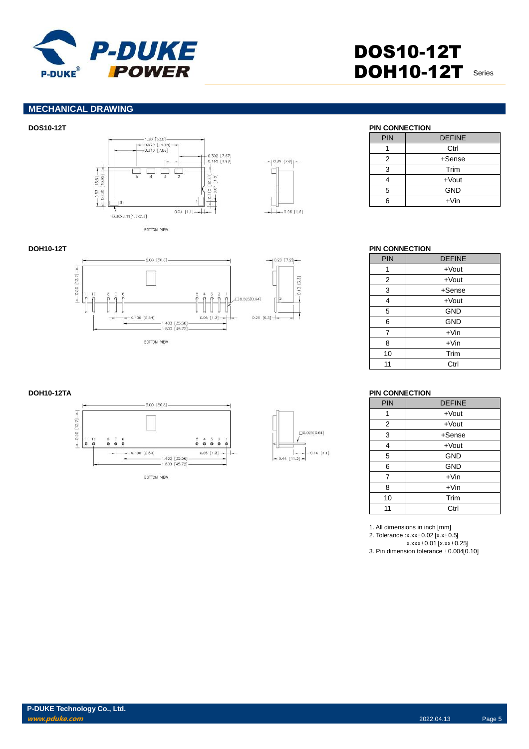## MECHANICAL DRAWING

### DOS10-12T

BOTTOM VIEW

**PIN CONNECTION**

| PIN | DEFINE |
|---|---|
| 1 | Ctrl |
| 2 | +Sense |
| 3 | Trim |
| 4 | +Vout |
| 5 | GND |
| 6 | +Vin |

### DOH10-12T

BOTTOM VIEW

**PIN CONNECTION**

| PIN | DEFINE |
|---|---|
| 1 | +Vout |
| 2 | +Vout |
| 3 | +Sense |
| 4 | +Vout |
| 5 | GND |
| 6 | GND |
| 7 | +Vin |
| 8 | +Vin |
| 10 | Trim |
| 11 | Ctrl |

### DOH10-12TA

BOTTOM VIEW

**PIN CONNECTION**

| PIN | DEFINE |
|---|---|
| 1 | +Vout |
| 2 | +Vout |
| 3 | +Sense |
| 4 | +Vout |
| 5 | GND |
| 6 | GND |
| 7 | +Vin |
| 8 | +Vin |
| 10 | Trim |
| 11 | Ctrl |

1. All dimensions in inch [mm]
2. Tolerance :x.xx±0.02 [x.x±0.5]
   x.xxx±0.01 [x.xx±0.25]
3. Pin dimension tolerance ±0.004[0.10]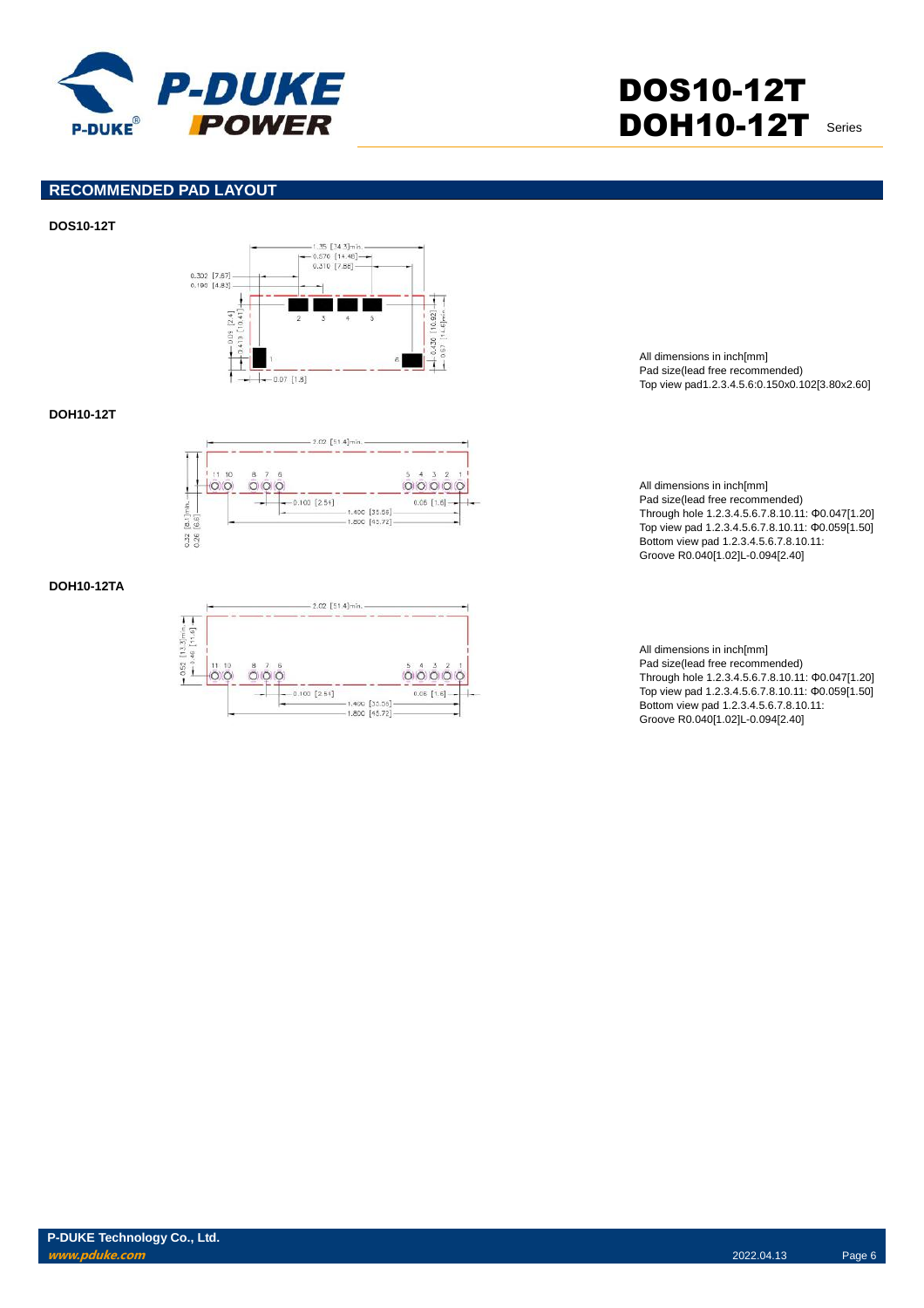## RECOMMENDED PAD LAYOUT

**DOS10-12T**

All dimensions in inch[mm]
Pad size(lead free recommended)
Top view pad1.2.3.4.5.6:0.150x0.102[3.80x2.60]

**DOH10-12T**

All dimensions in inch[mm]
Pad size(lead free recommended)
Through hole 1.2.3.4.5.6.7.8.10.11: Φ0.047[1.20]
Top view pad 1.2.3.4.5.6.7.8.10.11: Φ0.059[1.50]
Bottom view pad 1.2.3.4.5.6.7.8.10.11:
Groove R0.040[1.02]L-0.094[2.40]

**DOH10-12TA**

All dimensions in inch[mm]
Pad size(lead free recommended)
Through hole 1.2.3.4.5.6.7.8.10.11: Φ0.047[1.20]
Top view pad 1.2.3.4.5.6.7.8.10.11: Φ0.059[1.50]
Bottom view pad 1.2.3.4.5.6.7.8.10.11:
Groove R0.040[1.02]L-0.094[2.40]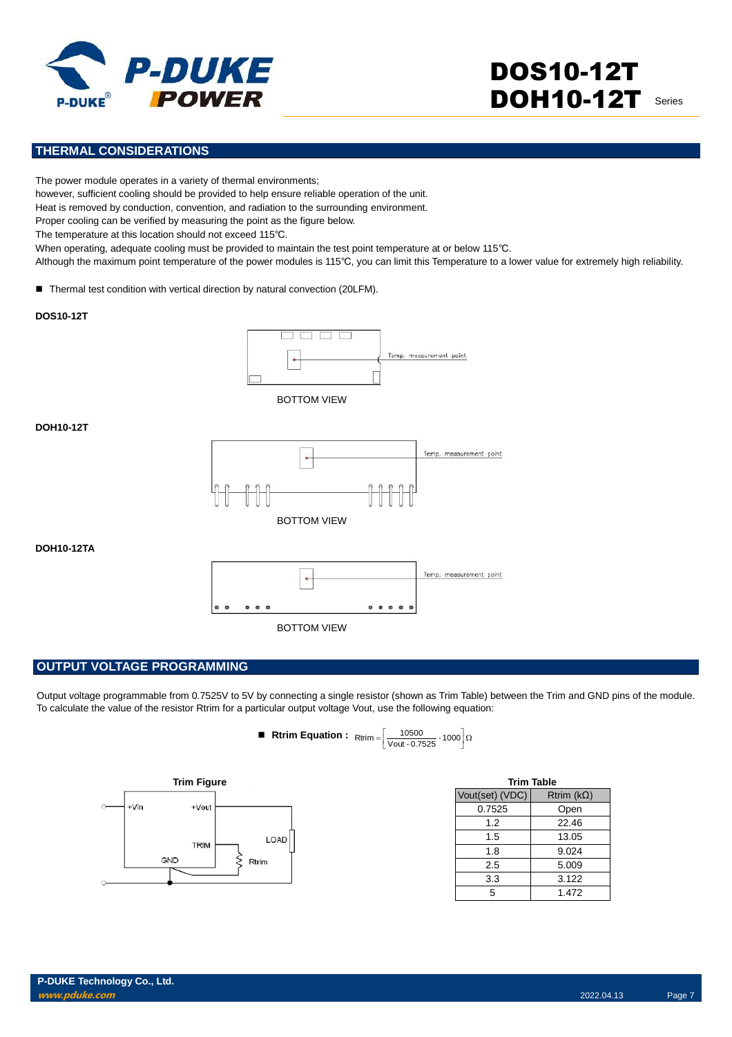## THERMAL CONSIDERATIONS

The power module operates in a variety of thermal environments;
however, sufficient cooling should be provided to help ensure reliable operation of the unit.
Heat is removed by conduction, convention, and radiation to the surrounding environment.
Proper cooling can be verified by measuring the point as the figure below.
The temperature at this location should not exceed 115℃.
When operating, adequate cooling must be provided to maintain the test point temperature at or below 115℃.
Although the maximum point temperature of the power modules is 115℃, you can limit this Temperature to a lower value for extremely high reliability.

- Thermal test condition with vertical direction by natural convection (20LFM).

**DOS10-12T**

Temp. measurement point

BOTTOM VIEW

**DOH10-12T**

Temp. measurement point

BOTTOM VIEW

**DOH10-12TA**

Temp. measurement point

BOTTOM VIEW

## OUTPUT VOLTAGE PROGRAMMING

Output voltage programmable from 0.7525V to 5V by connecting a single resistor (shown as Trim Table) between the Trim and GND pins of the module.
To calculate the value of the resistor Rtrim for a particular output voltage Vout, use the following equation:

- **Rtrim Equation :** $$Rtrim = \left[\frac{10500}{Vout - 0.7525} - 1000\right]\Omega$$

**Trim Figure**

+Vin, +Vout, TRIM, GND, LOAD, Rtrim

**Trim Table**

| Vout(set) (VDC) | Rtrim (kΩ) |
|---|---|
| 0.7525 | Open |
| 1.2 | 22.46 |
| 1.5 | 13.05 |
| 1.8 | 9.024 |
| 2.5 | 5.009 |
| 3.3 | 3.122 |
| 5 | 1.472 |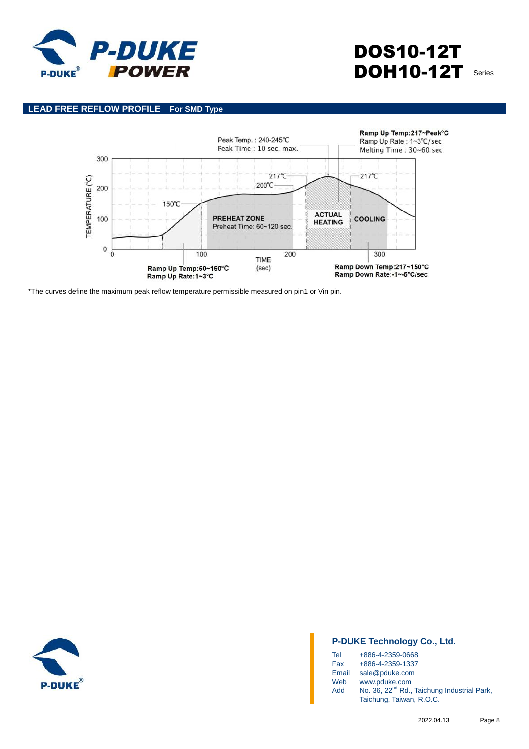## LEAD FREE REFLOW PROFILE For SMD Type

Peak Temp. : 240-245℃
Peak Time : 10 sec. max.

Ramp Up Temp:217~Peak°C
Ramp Up Rate : 1~3℃/sec
Melting Time : 30~60 sec

300
200
100
0
TEMPERATURE (℃)

150℃
200℃
217℃
217℃

PREHEAT ZONE
Preheat Time: 60~120 sec.

ACTUAL HEATING

COOLING

0
100
200
300
TIME (sec)

Ramp Up Temp:50~150°C
Ramp Up Rate:1~3°C

Ramp Down Temp:217~150°C
Ramp Down Rate:-1~-5°C/sec

*The curves define the maximum peak reflow temperature permissible measured on pin1 or Vin pin.

**P-DUKE Technology Co., Ltd.**

Tel +886-4-2359-0668
Fax +886-4-2359-1337
Email sale@pduke.com
Web www.pduke.com
Add No. 36, 22nd Rd., Taichung Industrial Park, Taichung, Taiwan, R.O.C.

2022.04.13